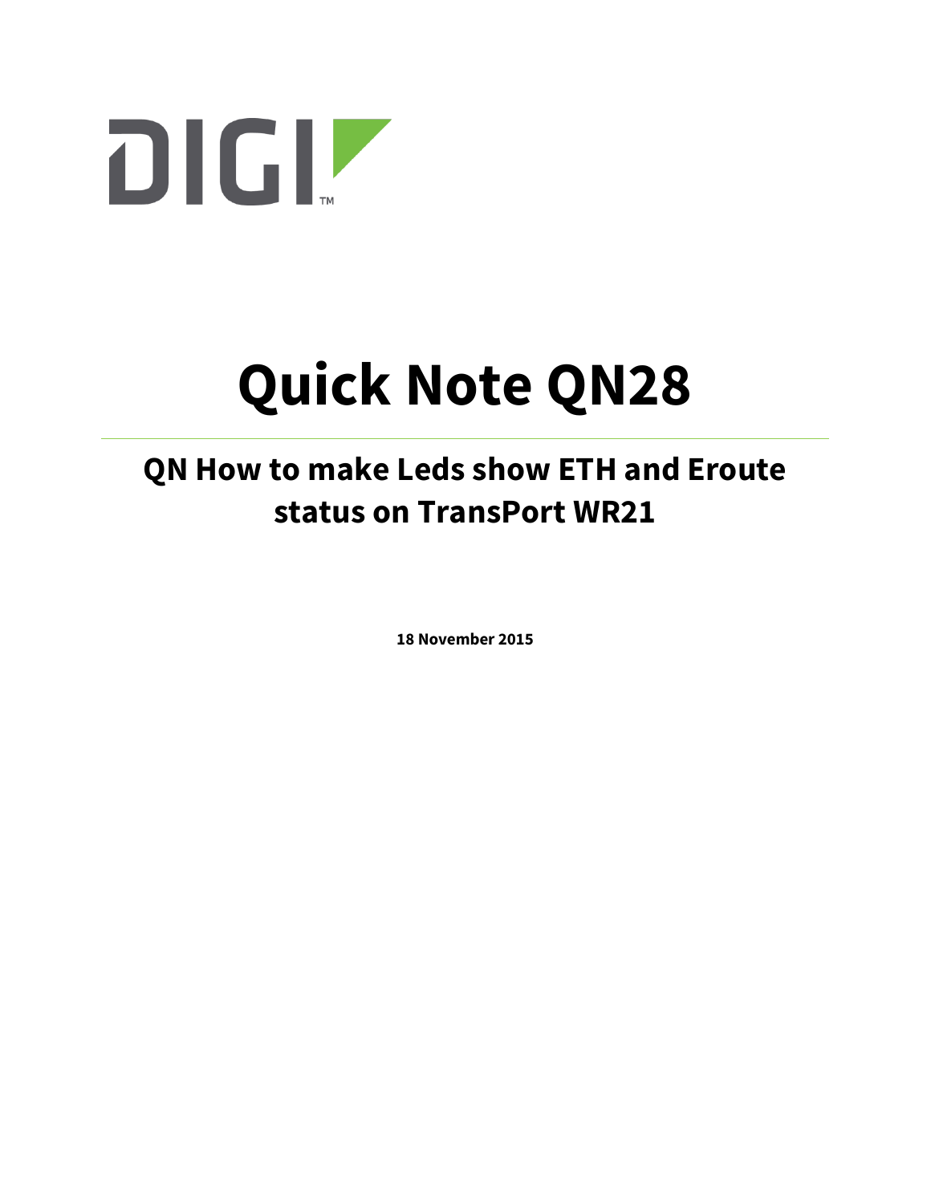DIGI™

# Quick Note QN28

## QN How to make Leds show ETH and Eroute status on TransPort WR21

**18 November 2015**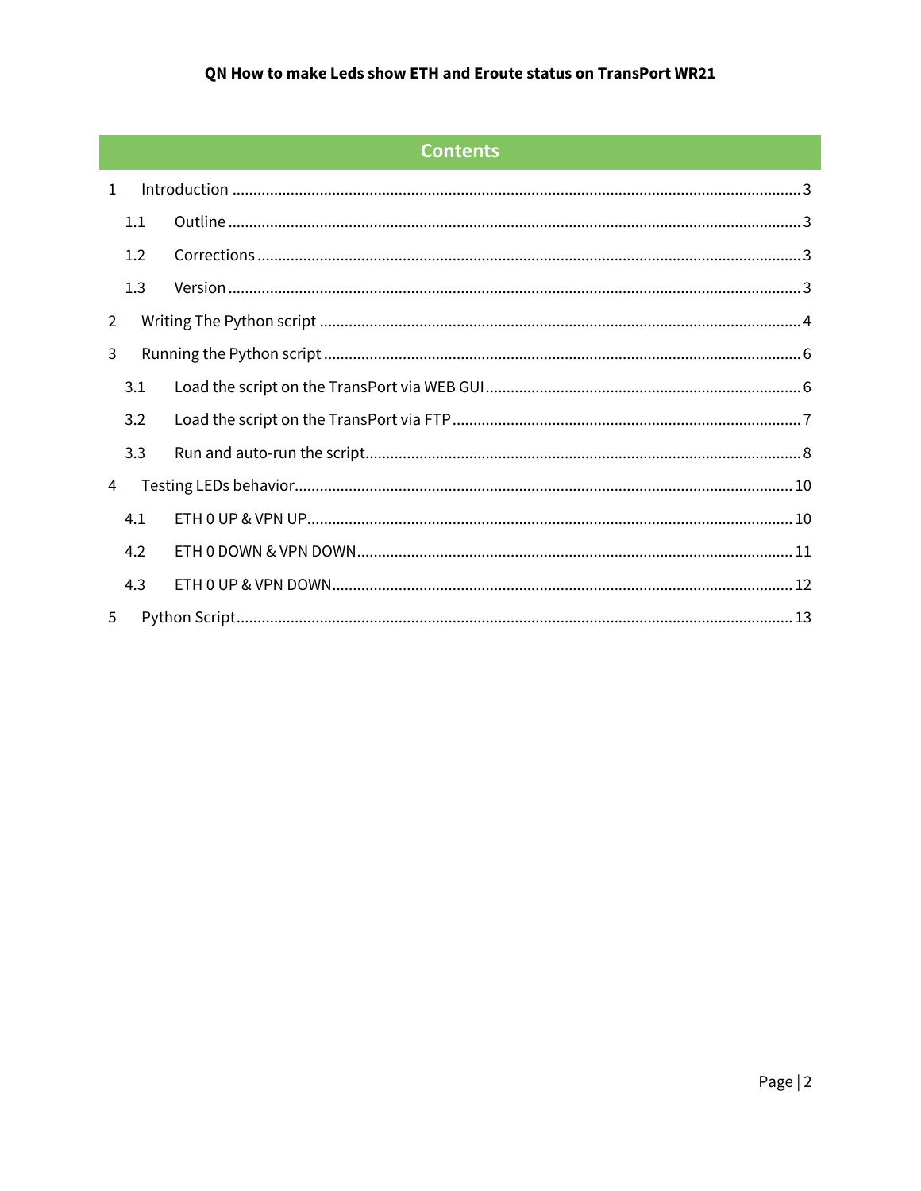# Contents

1 Introduction ........................................................................................................................ 3

1.1 Outline ........................................................................................................................ 3

1.2 Corrections ................................................................................................................. 3

1.3 Version ........................................................................................................................ 3

2 Writing The Python script .................................................................................................. 4

3 Running the Python script ................................................................................................. 6

3.1 Load the script on the TransPort via WEB GUI ........................................................... 6

3.2 Load the script on the TransPort via FTP .................................................................... 7

3.3 Run and auto-run the script......................................................................................... 8

4 Testing LEDs behavior....................................................................................................... 10

4.1 ETH 0 UP & VPN UP.................................................................................................... 10

4.2 ETH 0 DOWN & VPN DOWN........................................................................................ 11

4.3 ETH 0 UP & VPN DOWN.............................................................................................. 12

5 Python Script..................................................................................................................... 13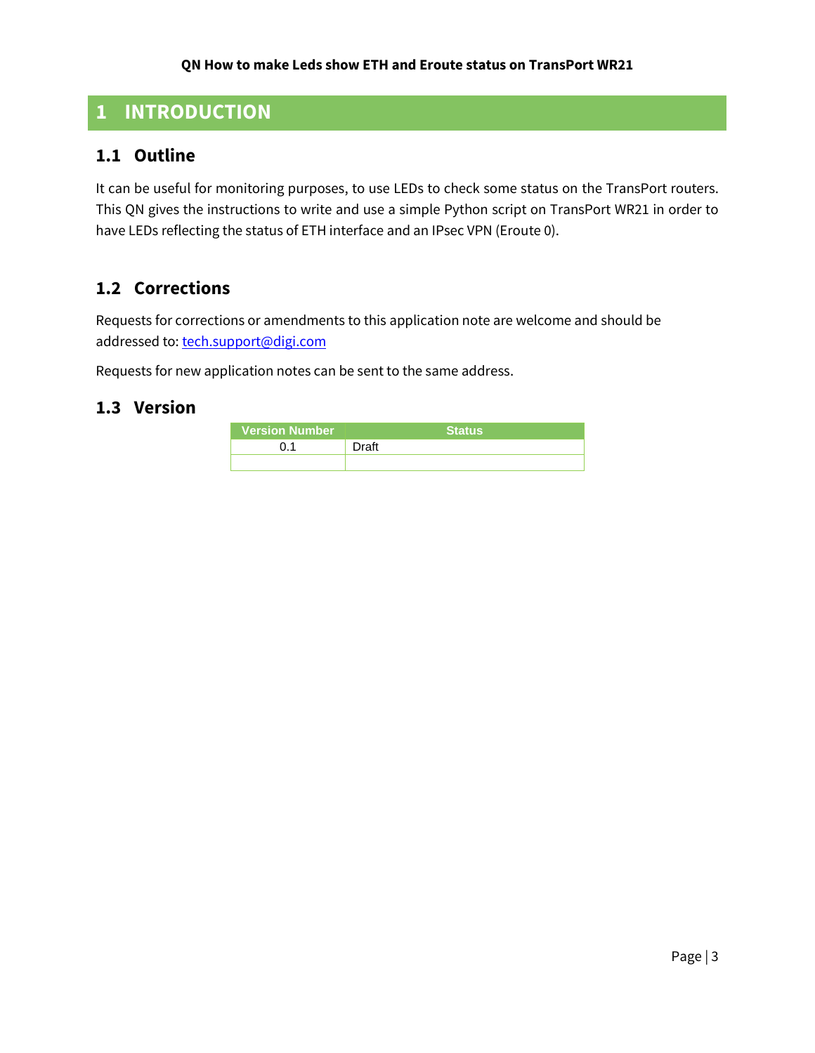# 1 INTRODUCTION

## 1.1 Outline

It can be useful for monitoring purposes, to use LEDs to check some status on the TransPort routers. This QN gives the instructions to write and use a simple Python script on TransPort WR21 in order to have LEDs reflecting the status of ETH interface and an IPsec VPN (Eroute 0).

## 1.2 Corrections

Requests for corrections or amendments to this application note are welcome and should be addressed to: tech.support@digi.com

Requests for new application notes can be sent to the same address.

## 1.3 Version

| Version Number | Status |
|---|---|
| 0.1 | Draft |
| | |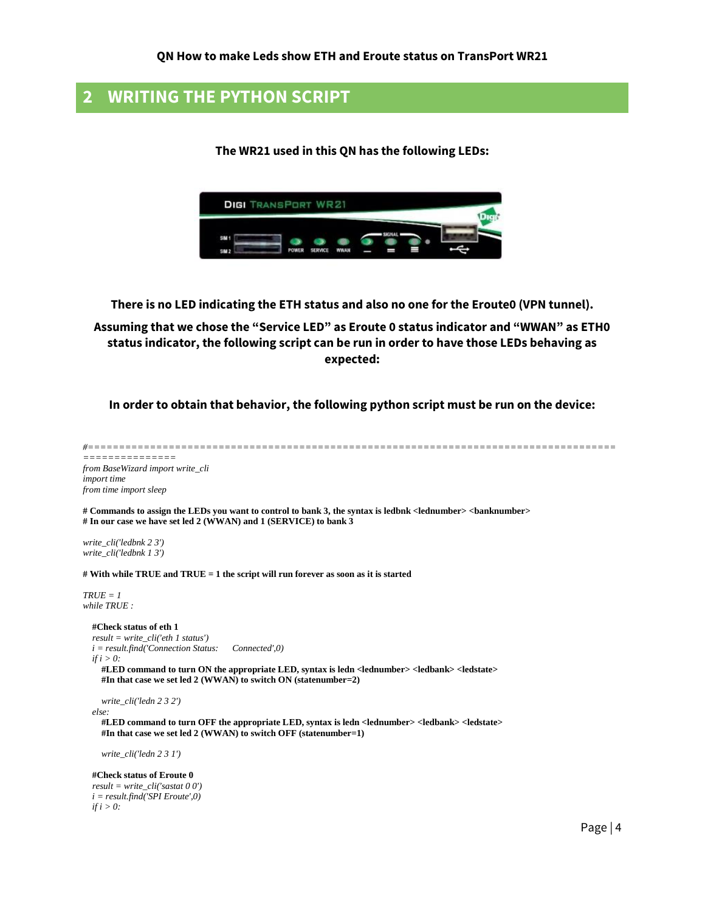## 2 WRITING THE PYTHON SCRIPT

**The WR21 used in this QN has the following LEDs:**

**There is no LED indicating the ETH status and also no one for the Eroute0 (VPN tunnel).**

**Assuming that we chose the "Service LED" as Eroute 0 status indicator and "WWAN" as ETH0 status indicator, the following script can be run in order to have those LEDs behaving as expected:**

**In order to obtain that behavior, the following python script must be run on the device:**

```
#===========================================================================================
==============
from BaseWizard import write_cli
import time
from time import sleep

# Commands to assign the LEDs you want to control to bank 3, the syntax is ledbnk <lednumber> <banknumber>
# In our case we have set led 2 (WWAN) and 1 (SERVICE) to bank 3

write_cli('ledbnk 2 3')
write_cli('ledbnk 1 3')

# With while TRUE and TRUE = 1 the script will run forever as soon as it is started

TRUE = 1
while TRUE :

  #Check status of eth 1
  result = write_cli('eth 1 status')
  i = result.find('Connection Status:     Connected',0)
  if i > 0:
    #LED command to turn ON the appropriate LED, syntax is ledn <lednumber> <ledbank> <ledstate>
    #In that case we set led 2 (WWAN) to switch ON (statenumber=2)

    write_cli('ledn 2 3 2')
  else:
    #LED command to turn OFF the appropriate LED, syntax is ledn <lednumber> <ledbank> <ledstate>
    #In that case we set led 2 (WWAN) to switch OFF (statenumber=1)

    write_cli('ledn 2 3 1')

  #Check status of Eroute 0
  result = write_cli('sastat 0 0')
  i = result.find('SPI Eroute',0)
  if i > 0:
```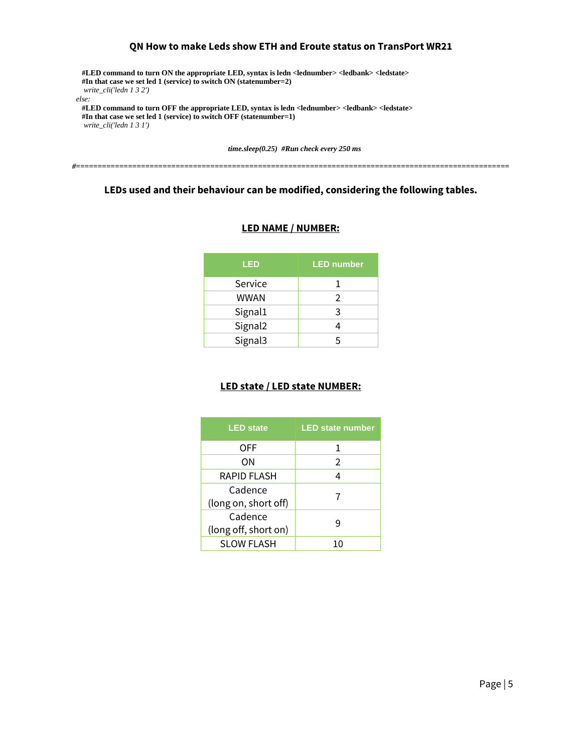**QN How to make Leds show ETH and Eroute status on TransPort WR21**

```
        #LED command to turn ON the appropriate LED, syntax is ledn <lednumber> <ledbank> <ledstate>
        #In that case we set led 1 (service) to switch ON (statenumber=2)
         write_cli('ledn 1 3 2')
    else:
        #LED command to turn OFF the appropriate LED, syntax is ledn <lednumber> <ledbank> <ledstate>
        #In that case we set led 1 (service) to switch OFF (statenumber=1)
         write_cli('ledn 1 3 1')

    time.sleep(0.25)  #Run check every 250 ms

#===================================================================================================
```

**LEDs used and their behaviour can be modified, considering the following tables.**

**LED NAME / NUMBER:**

| LED | LED number |
|---|---|
| Service | 1 |
| WWAN | 2 |
| Signal1 | 3 |
| Signal2 | 4 |
| Signal3 | 5 |

**LED state / LED state NUMBER:**

| LED state | LED state number |
|---|---|
| OFF | 1 |
| ON | 2 |
| RAPID FLASH | 4 |
| Cadence (long on, short off) | 7 |
| Cadence (long off, short on) | 9 |
| SLOW FLASH | 10 |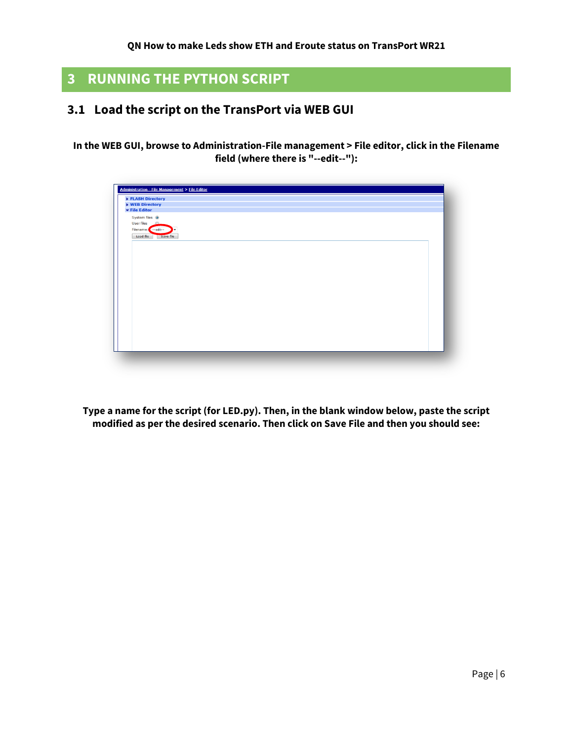# 3 RUNNING THE PYTHON SCRIPT

## 3.1 Load the script on the TransPort via WEB GUI

**In the WEB GUI, browse to Administration-File management > File editor, click in the Filename field (where there is "--edit--"):**

**Type a name for the script (for LED.py). Then, in the blank window below, paste the script modified as per the desired scenario. Then click on Save File and then you should see:**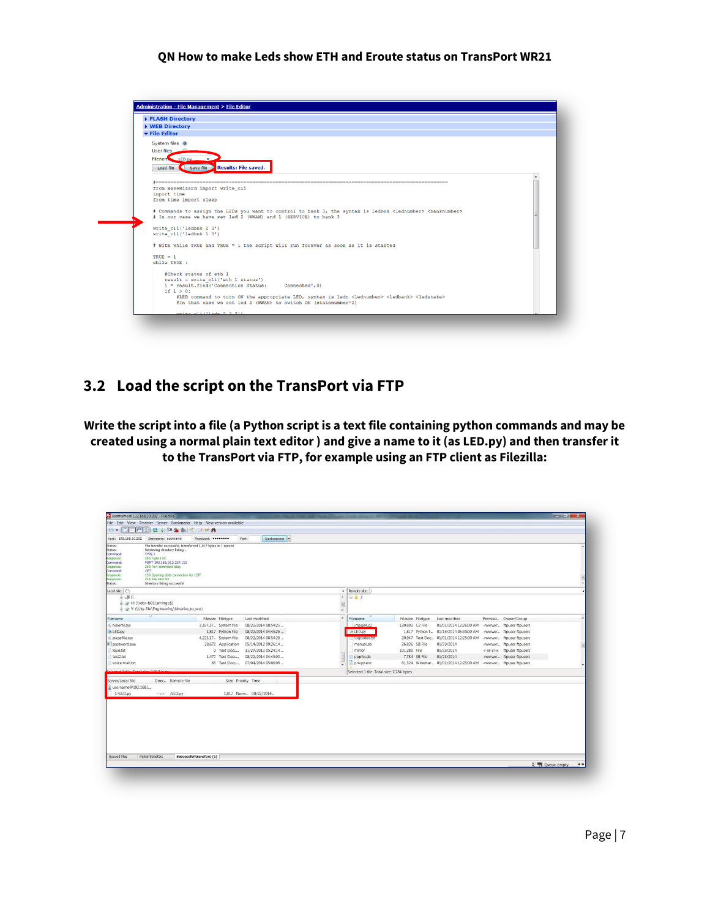## 3.2 Load the script on the TransPort via FTP

**Write the script into a file (a Python script is a text file containing python commands and may be created using a normal plain text editor ) and give a name to it (as LED.py) and then transfer it to the TransPort via FTP, for example using an FTP client as Filezilla:**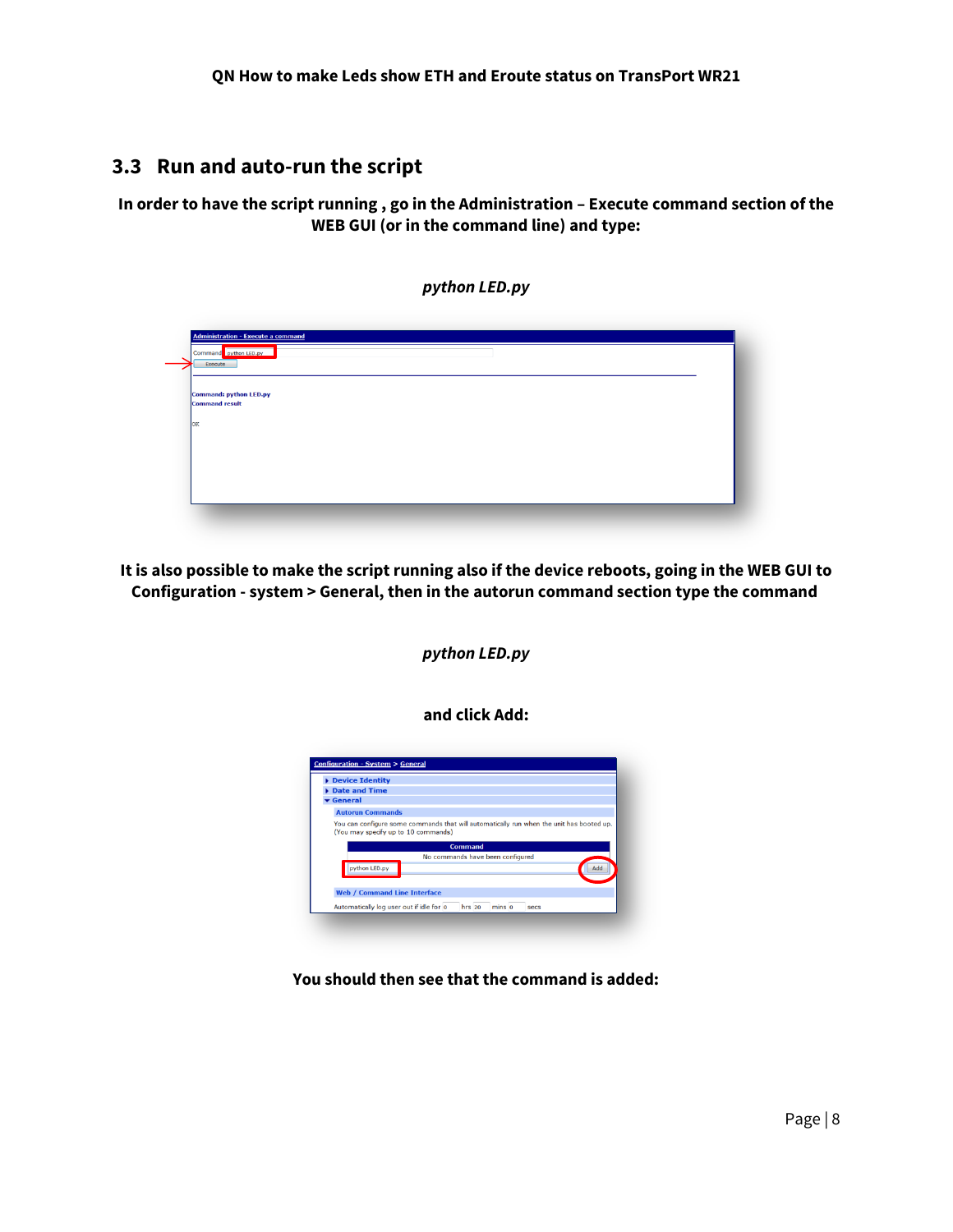## 3.3 Run and auto-run the script

**In order to have the script running , go in the Administration – Execute command section of the WEB GUI (or in the command line) and type:**

***python LED.py***

**It is also possible to make the script running also if the device reboots, going in the WEB GUI to Configuration - system > General, then in the autorun command section type the command**

***python LED.py***

**and click Add:**

**You should then see that the command is added:**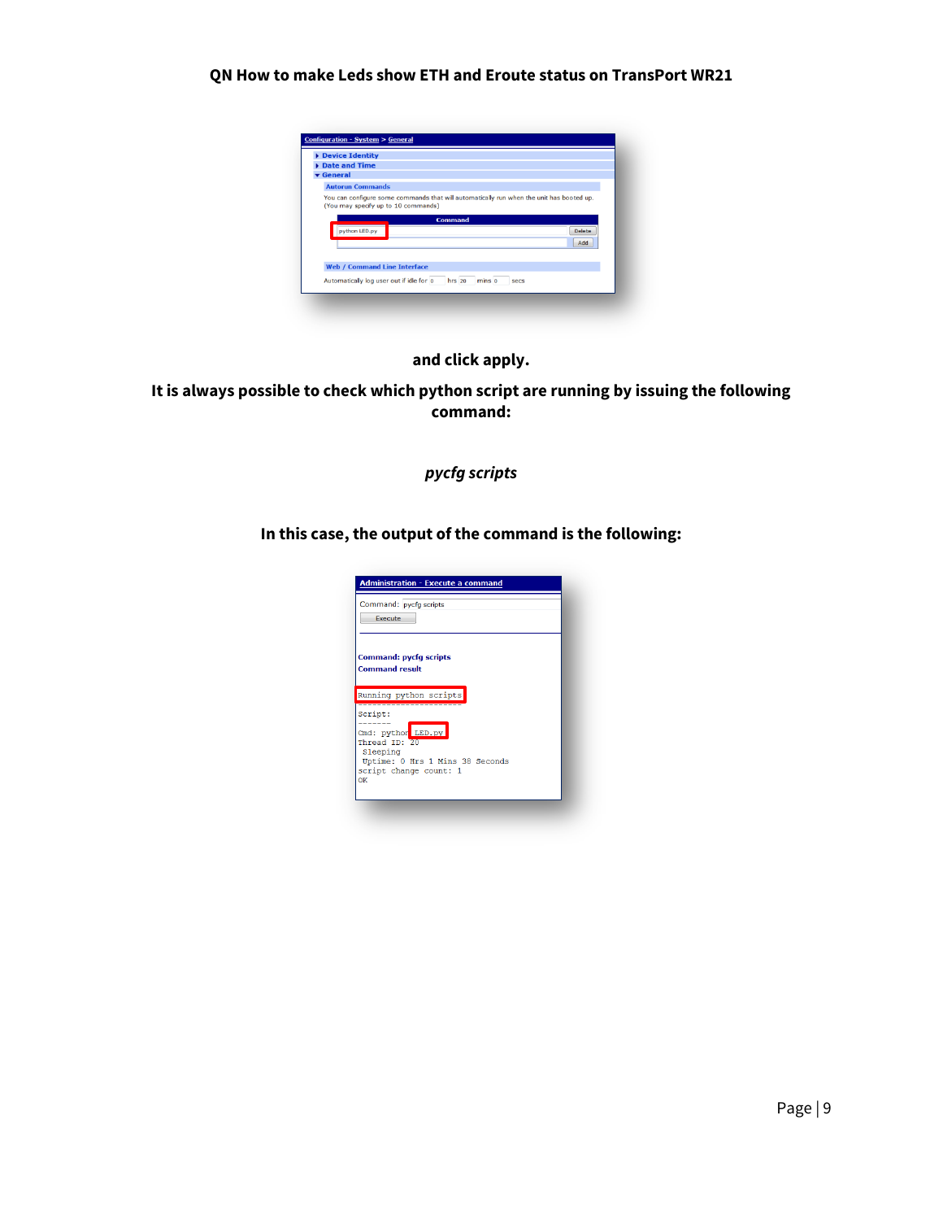**QN How to make Leds show ETH and Eroute status on TransPort WR21**

Configuration - System > General

Device Identity
Date and Time
General

Autorun Commands

You can configure some commands that will automatically run when the unit has booted up. (You may specify up to 10 commands)

Command

python LED.py

Delete

Add

Web / Command Line Interface

Automatically log user out if idle for 0 hrs 20 mins 0 secs

**and click apply.**

**It is always possible to check which python script are running by issuing the following command:**

***pycfg scripts***

**In this case, the output of the command is the following:**

Administration - Execute a command

Command: pycfg scripts

Execute

Command: pycfg scripts
Command result

```
Running python scripts
----------------------
Script:
-------
Cmd: python LED.py
Thread ID: 20
 Sleeping
 Uptime: 0 Hrs 1 Mins 38 Seconds
script change count: 1
OK
```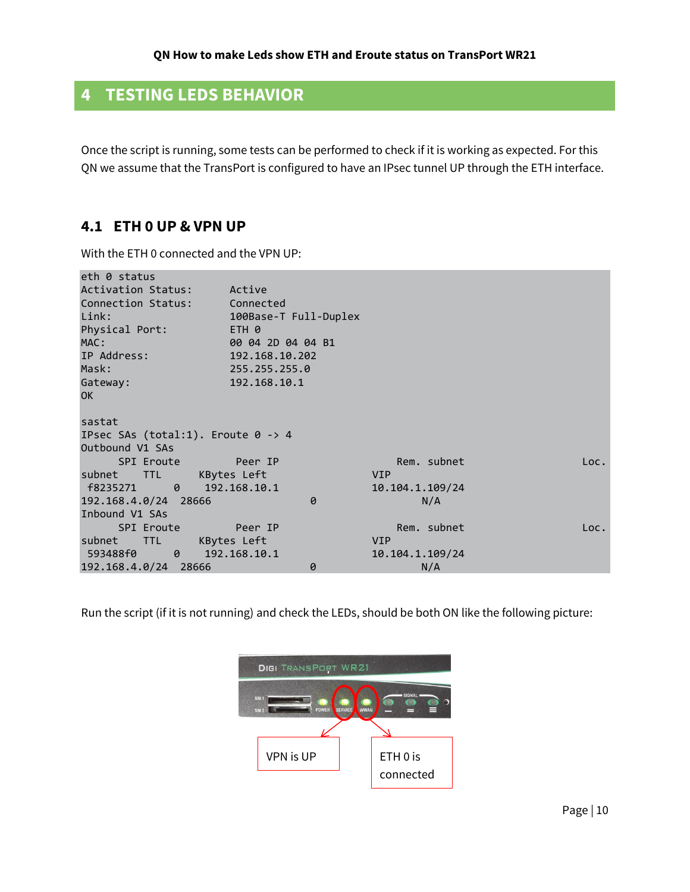## 4 TESTING LEDS BEHAVIOR

Once the script is running, some tests can be performed to check if it is working as expected. For this QN we assume that the TransPort is configured to have an IPsec tunnel UP through the ETH interface.

### 4.1 ETH 0 UP & VPN UP

With the ETH 0 connected and the VPN UP:

```
eth 0 status
Activation Status:       Active
Connection Status:       Connected
Link:                    100Base-T Full-Duplex
Physical Port:           ETH 0
MAC:                     00 04 2D 04 04 B1
IP Address:              192.168.10.202
Mask:                    255.255.255.0
Gateway:                 192.168.10.1
OK

sastat
IPsec SAs (total:1). Eroute 0 -> 4
Outbound V1 SAs
      SPI Eroute          Peer IP                    Rem. subnet                    Loc.
subnet     TTL       KBytes Left                 VIP
 f8235271       0    192.168.10.1                10.104.1.109/24
192.168.4.0/24  28666                   0                N/A
Inbound V1 SAs
      SPI Eroute          Peer IP                    Rem. subnet                    Loc.
subnet     TTL       KBytes Left                 VIP
 593488f0       0    192.168.10.1                10.104.1.109/24
192.168.4.0/24  28666                   0                N/A
```

Run the script (if it is not running) and check the LEDs, should be both ON like the following picture:

VPN is UP

ETH 0 is connected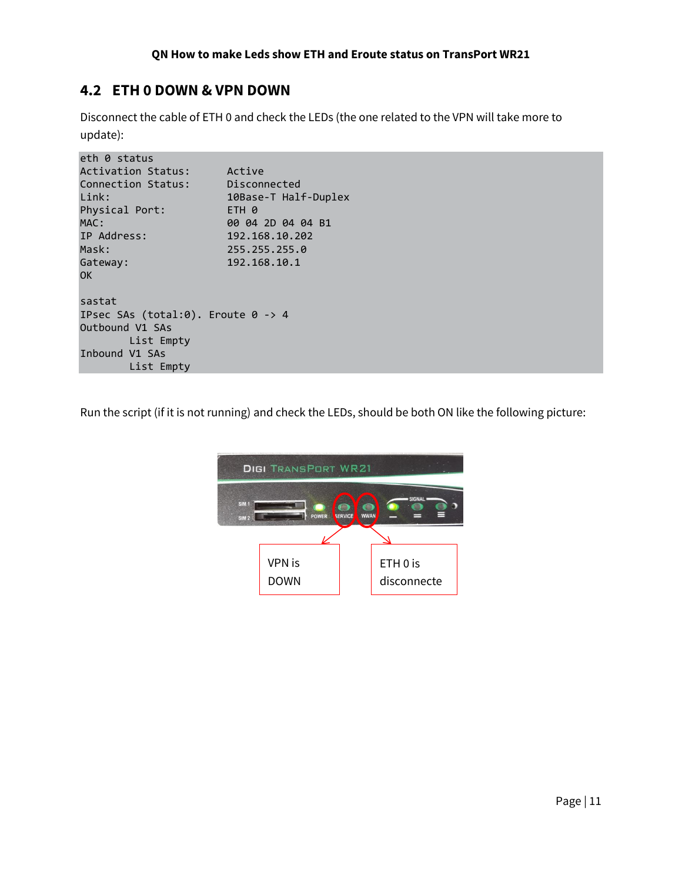## 4.2 ETH 0 DOWN & VPN DOWN

Disconnect the cable of ETH 0 and check the LEDs (the one related to the VPN will take more to update):

```
eth 0 status
Activation Status:      Active
Connection Status:      Disconnected
Link:                   10Base-T Half-Duplex
Physical Port:          ETH 0
MAC:                    00 04 2D 04 04 B1
IP Address:             192.168.10.202
Mask:                   255.255.255.0
Gateway:                192.168.10.1
OK

sastat
IPsec SAs (total:0). Eroute 0 -> 4
Outbound V1 SAs
        List Empty
Inbound V1 SAs
        List Empty
```

Run the script (if it is not running) and check the LEDs, should be both ON like the following picture:

VPN is DOWN

ETH 0 is disconnecte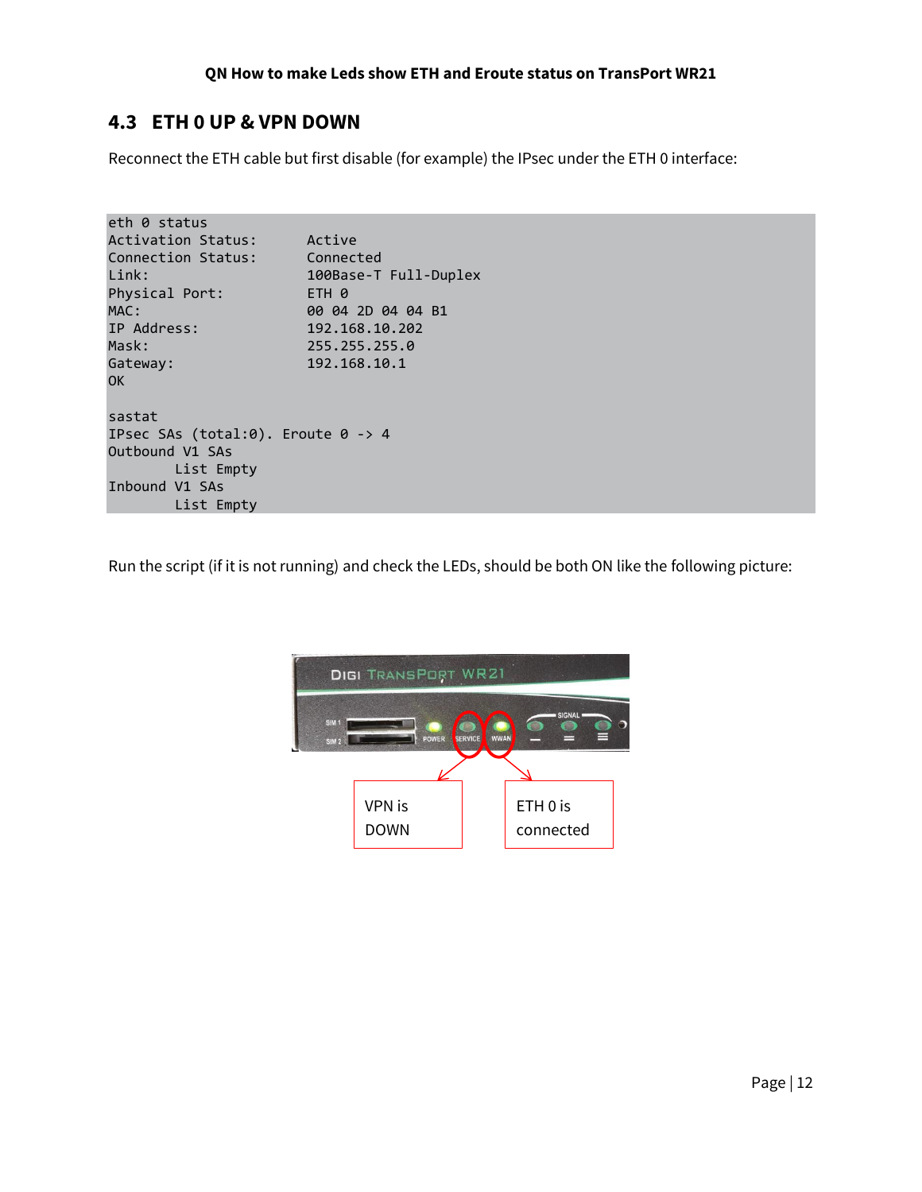## 4.3 ETH 0 UP & VPN DOWN

Reconnect the ETH cable but first disable (for example) the IPsec under the ETH 0 interface:

```
eth 0 status
Activation Status:      Active
Connection Status:      Connected
Link:                   100Base-T Full-Duplex
Physical Port:          ETH 0
MAC:                    00 04 2D 04 04 B1
IP Address:             192.168.10.202
Mask:                   255.255.255.0
Gateway:                192.168.10.1
OK

sastat
IPsec SAs (total:0). Eroute 0 -> 4
Outbound V1 SAs
        List Empty
Inbound V1 SAs
        List Empty
```

Run the script (if it is not running) and check the LEDs, should be both ON like the following picture:

VPN is DOWN

ETH 0 is connected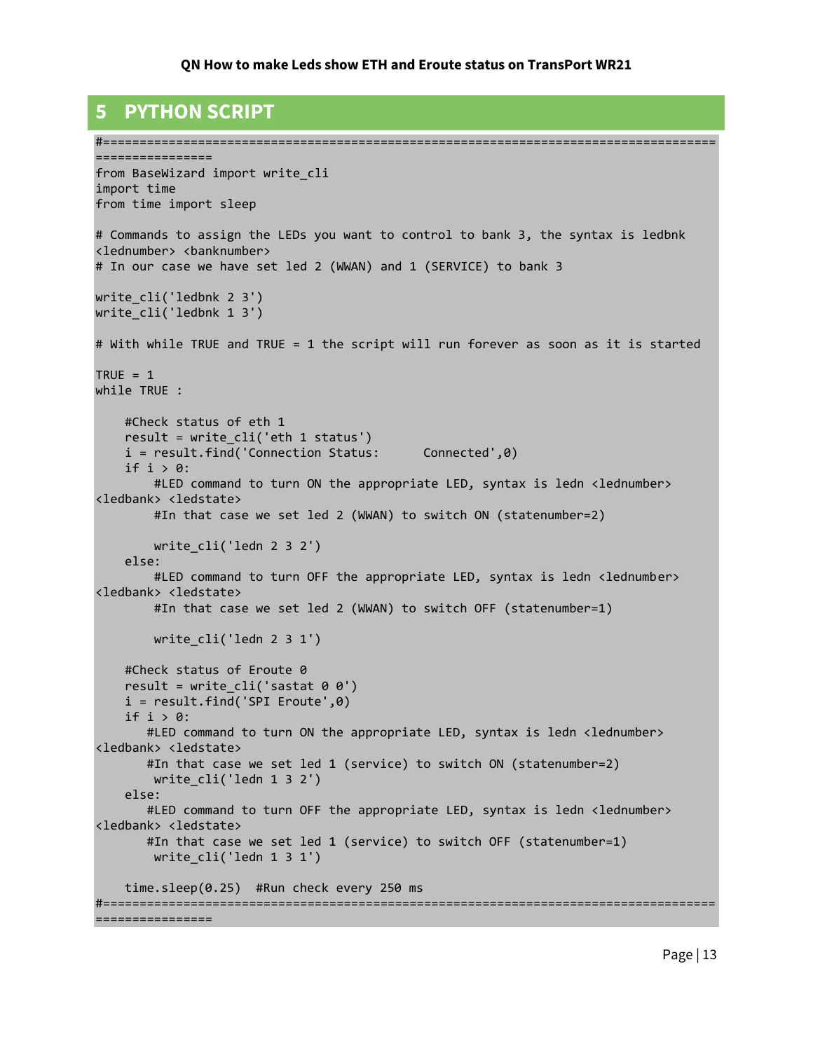## 5 PYTHON SCRIPT

```
#====================================================================================
================
from BaseWizard import write_cli
import time
from time import sleep

# Commands to assign the LEDs you want to control to bank 3, the syntax is ledbnk
<lednumber> <banknumber>
# In our case we have set led 2 (WWAN) and 1 (SERVICE) to bank 3

write_cli('ledbnk 2 3')
write_cli('ledbnk 1 3')

# With while TRUE and TRUE = 1 the script will run forever as soon as it is started

TRUE = 1
while TRUE :

    #Check status of eth 1
    result = write_cli('eth 1 status')
    i = result.find('Connection Status:      Connected',0)
    if i > 0:
        #LED command to turn ON the appropriate LED, syntax is ledn <lednumber>
<ledbank> <ledstate>
        #In that case we set led 2 (WWAN) to switch ON (statenumber=2)

        write_cli('ledn 2 3 2')
    else:
        #LED command to turn OFF the appropriate LED, syntax is ledn <lednumber>
<ledbank> <ledstate>
        #In that case we set led 2 (WWAN) to switch OFF (statenumber=1)

        write_cli('ledn 2 3 1')

    #Check status of Eroute 0
    result = write_cli('sastat 0 0')
    i = result.find('SPI Eroute',0)
    if i > 0:
       #LED command to turn ON the appropriate LED, syntax is ledn <lednumber>
<ledbank> <ledstate>
       #In that case we set led 1 (service) to switch ON (statenumber=2)
        write_cli('ledn 1 3 2')
    else:
       #LED command to turn OFF the appropriate LED, syntax is ledn <lednumber>
<ledbank> <ledstate>
       #In that case we set led 1 (service) to switch OFF (statenumber=1)
        write_cli('ledn 1 3 1')

    time.sleep(0.25)  #Run check every 250 ms
#====================================================================================
================
```